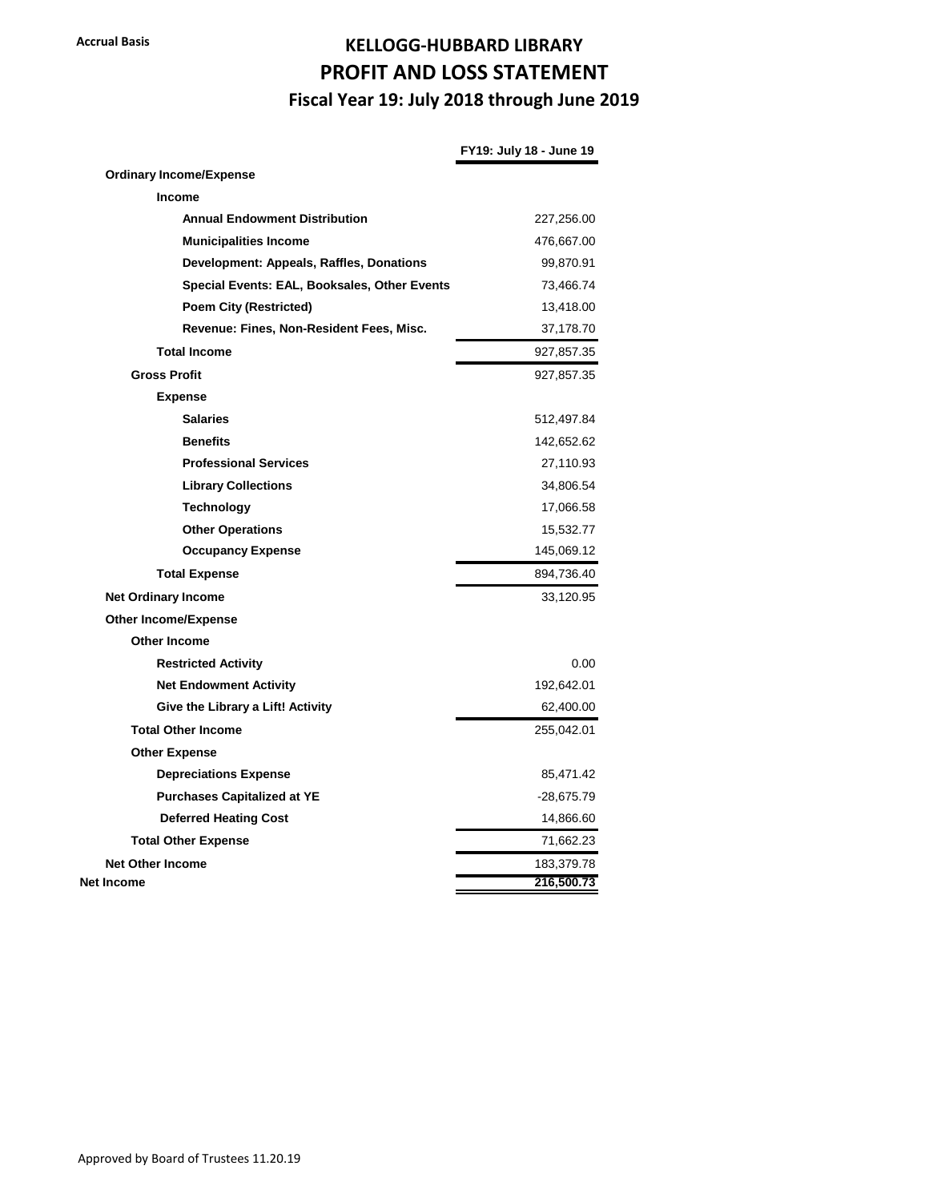Accrual Basis

# KELLOGG-HUBBARD LIBRARY
# PROFIT AND LOSS STATEMENT
## Fiscal Year 19: July 2018 through June 2019

| | FY19: July 18 - June 19 |
|---|---|
| **Ordinary Income/Expense** | |
| **Income** | |
| **Annual Endowment Distribution** | 227,256.00 |
| **Municipalities Income** | 476,667.00 |
| **Development: Appeals, Raffles, Donations** | 99,870.91 |
| **Special Events: EAL, Booksales, Other Events** | 73,466.74 |
| **Poem City (Restricted)** | 13,418.00 |
| **Revenue: Fines, Non-Resident Fees, Misc.** | 37,178.70 |
| **Total Income** | 927,857.35 |
| **Gross Profit** | 927,857.35 |
| **Expense** | |
| **Salaries** | 512,497.84 |
| **Benefits** | 142,652.62 |
| **Professional Services** | 27,110.93 |
| **Library Collections** | 34,806.54 |
| **Technology** | 17,066.58 |
| **Other Operations** | 15,532.77 |
| **Occupancy Expense** | 145,069.12 |
| **Total Expense** | 894,736.40 |
| **Net Ordinary Income** | 33,120.95 |
| **Other Income/Expense** | |
| **Other Income** | |
| **Restricted Activity** | 0.00 |
| **Net Endowment Activity** | 192,642.01 |
| **Give the Library a Lift! Activity** | 62,400.00 |
| **Total Other Income** | 255,042.01 |
| **Other Expense** | |
| **Depreciations Expense** | 85,471.42 |
| **Purchases Capitalized at YE** | -28,675.79 |
| **Deferred Heating Cost** | 14,866.60 |
| **Total Other Expense** | 71,662.23 |
| **Net Other Income** | 183,379.78 |
| **Net Income** | **216,500.73** |

Approved by Board of Trustees 11.20.19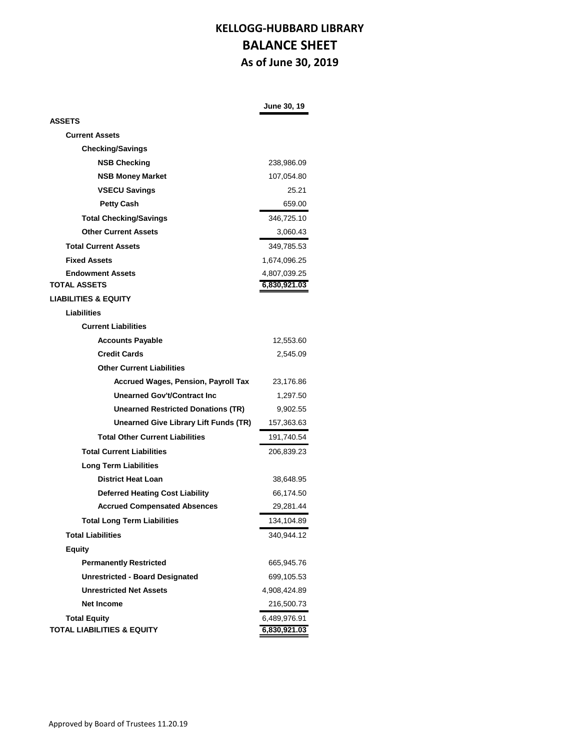# KELLOGG-HUBBARD LIBRARY

## BALANCE SHEET

### As of June 30, 2019

| | June 30, 19 |
|---|---|
| **ASSETS** | |
| **Current Assets** | |
| **Checking/Savings** | |
| **NSB Checking** | 238,986.09 |
| **NSB Money Market** | 107,054.80 |
| **VSECU Savings** | 25.21 |
| **Petty Cash** | 659.00 |
| **Total Checking/Savings** | 346,725.10 |
| **Other Current Assets** | 3,060.43 |
| **Total Current Assets** | 349,785.53 |
| **Fixed Assets** | 1,674,096.25 |
| **Endowment Assets** | 4,807,039.25 |
| **TOTAL ASSETS** | 6,830,921.03 |
| **LIABILITIES & EQUITY** | |
| **Liabilities** | |
| **Current Liabilities** | |
| **Accounts Payable** | 12,553.60 |
| **Credit Cards** | 2,545.09 |
| **Other Current Liabilities** | |
| **Accrued Wages, Pension, Payroll Tax** | 23,176.86 |
| **Unearned Gov't/Contract Inc** | 1,297.50 |
| **Unearned Restricted Donations (TR)** | 9,902.55 |
| **Unearned Give Library Lift Funds (TR)** | 157,363.63 |
| **Total Other Current Liabilities** | 191,740.54 |
| **Total Current Liabilities** | 206,839.23 |
| **Long Term Liabilities** | |
| **District Heat Loan** | 38,648.95 |
| **Deferred Heating Cost Liability** | 66,174.50 |
| **Accrued Compensated Absences** | 29,281.44 |
| **Total Long Term Liabilities** | 134,104.89 |
| **Total Liabilities** | 340,944.12 |
| **Equity** | |
| **Permanently Restricted** | 665,945.76 |
| **Unrestricted - Board Designated** | 699,105.53 |
| **Unrestricted Net Assets** | 4,908,424.89 |
| **Net Income** | 216,500.73 |
| **Total Equity** | 6,489,976.91 |
| **TOTAL LIABILITIES & EQUITY** | 6,830,921.03 |

Approved by Board of Trustees 11.20.19